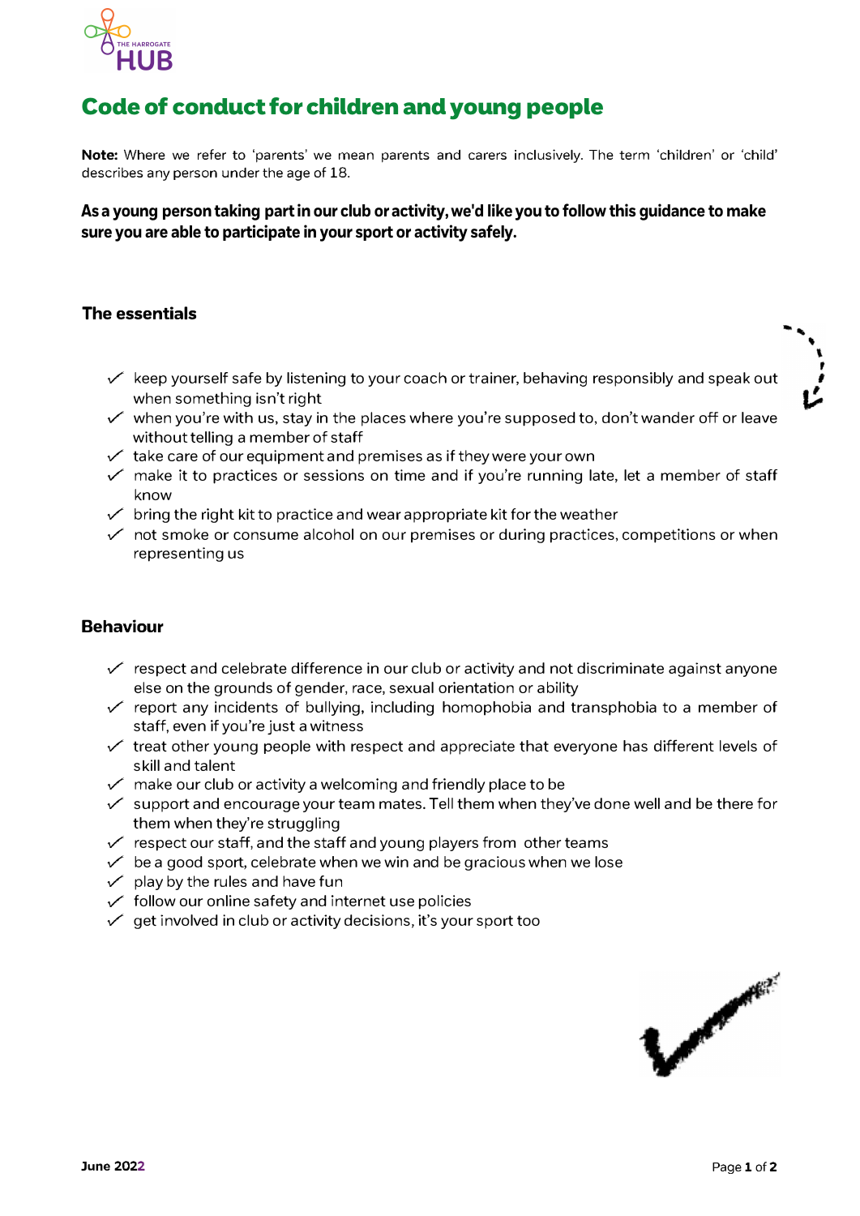# Code of conduct for children and young people

**Note:** Where we refer to 'parents' we mean parents and carers inclusively. The term 'children' or 'child' describes any person under the age of 18.

**As a young person taking part in our club or activity, we'd like you to follow this guidance to make sure you are able to participate in your sport or activity safely.**

## The essentials

- ✓ keep yourself safe by listening to your coach or trainer, behaving responsibly and speak out when something isn't right
- ✓ when you're with us, stay in the places where you're supposed to, don't wander off or leave without telling a member of staff
- ✓ take care of our equipment and premises as if they were your own
- ✓ make it to practices or sessions on time and if you're running late, let a member of staff know
- ✓ bring the right kit to practice and wear appropriate kit for the weather
- ✓ not smoke or consume alcohol on our premises or during practices, competitions or when representing us

## Behaviour

- ✓ respect and celebrate difference in our club or activity and not discriminate against anyone else on the grounds of gender, race, sexual orientation or ability
- ✓ report any incidents of bullying, including homophobia and transphobia to a member of staff, even if you're just a witness
- ✓ treat other young people with respect and appreciate that everyone has different levels of skill and talent
- ✓ make our club or activity a welcoming and friendly place to be
- ✓ support and encourage your team mates. Tell them when they've done well and be there for them when they're struggling
- ✓ respect our staff, and the staff and young players from other teams
- ✓ be a good sport, celebrate when we win and be gracious when we lose
- ✓ play by the rules and have fun
- ✓ follow our online safety and internet use policies
- ✓ get involved in club or activity decisions, it's your sport too

June 2022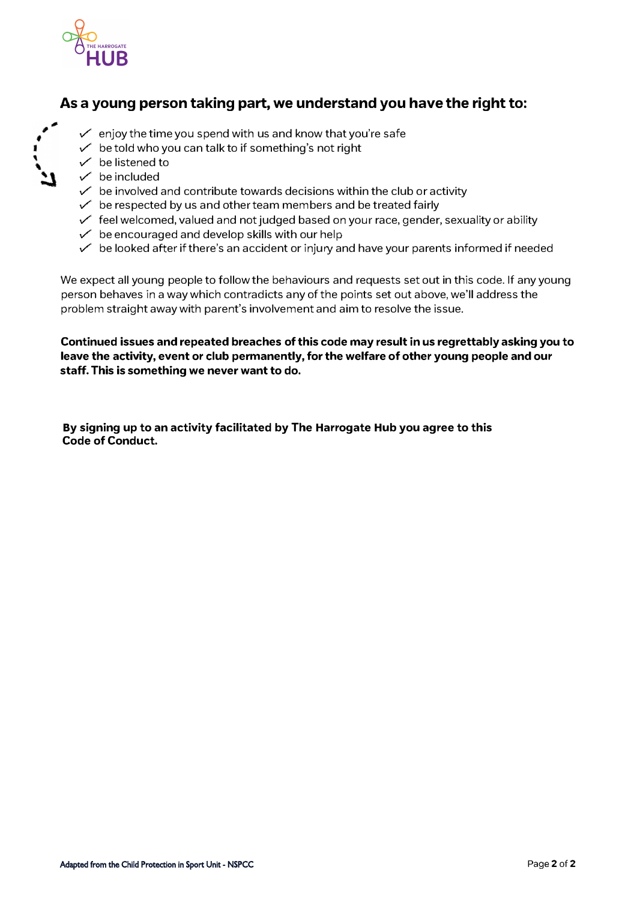## As a young person taking part, we understand you have the right to:

- ✓ enjoy the time you spend with us and know that you're safe
- ✓ be told who you can talk to if something's not right
- ✓ be listened to
- ✓ be included
- ✓ be involved and contribute towards decisions within the club or activity
- ✓ be respected by us and other team members and be treated fairly
- ✓ feel welcomed, valued and not judged based on your race, gender, sexuality or ability
- ✓ be encouraged and develop skills with our help
- ✓ be looked after if there's an accident or injury and have your parents informed if needed

We expect all young people to follow the behaviours and requests set out in this code. If any young person behaves in a way which contradicts any of the points set out above, we'll address the problem straight away with parent's involvement and aim to resolve the issue.

**Continued issues and repeated breaches of this code may result in us regrettably asking you to leave the activity, event or club permanently, for the welfare of other young people and our staff. This is something we never want to do.**

**By signing up to an activity facilitated by The Harrogate Hub you agree to this Code of Conduct.**

Adapted from the Child Protection in Sport Unit - NSPCC